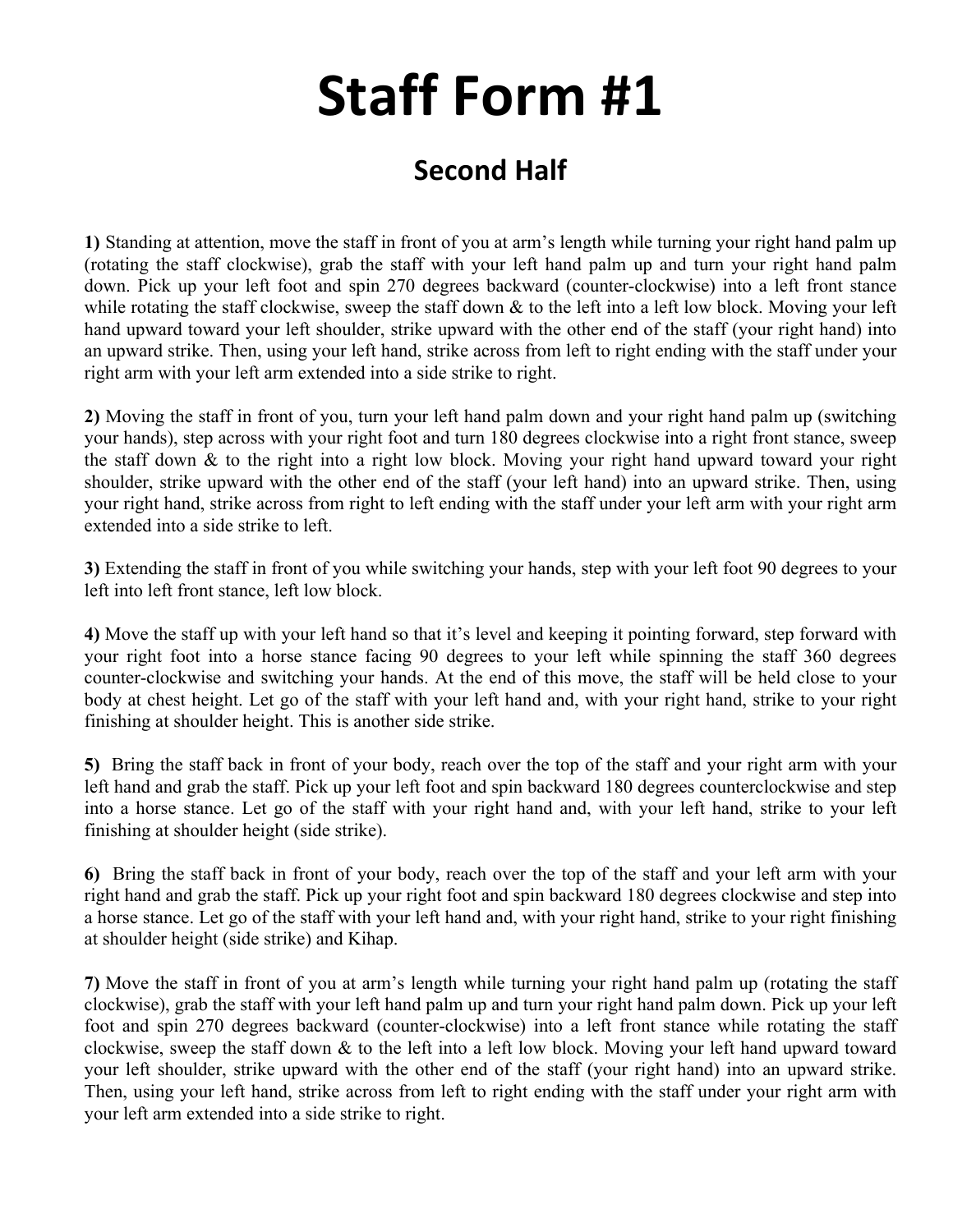# Staff Form #1

## Second Half

**1)** Standing at attention, move the staff in front of you at arm's length while turning your right hand palm up (rotating the staff clockwise), grab the staff with your left hand palm up and turn your right hand palm down. Pick up your left foot and spin 270 degrees backward (counter-clockwise) into a left front stance while rotating the staff clockwise, sweep the staff down & to the left into a left low block. Moving your left hand upward toward your left shoulder, strike upward with the other end of the staff (your right hand) into an upward strike. Then, using your left hand, strike across from left to right ending with the staff under your right arm with your left arm extended into a side strike to right.

**2)** Moving the staff in front of you, turn your left hand palm down and your right hand palm up (switching your hands), step across with your right foot and turn 180 degrees clockwise into a right front stance, sweep the staff down & to the right into a right low block. Moving your right hand upward toward your right shoulder, strike upward with the other end of the staff (your left hand) into an upward strike. Then, using your right hand, strike across from right to left ending with the staff under your left arm with your right arm extended into a side strike to left.

**3)** Extending the staff in front of you while switching your hands, step with your left foot 90 degrees to your left into left front stance, left low block.

**4)** Move the staff up with your left hand so that it's level and keeping it pointing forward, step forward with your right foot into a horse stance facing 90 degrees to your left while spinning the staff 360 degrees counter-clockwise and switching your hands. At the end of this move, the staff will be held close to your body at chest height. Let go of the staff with your left hand and, with your right hand, strike to your right finishing at shoulder height. This is another side strike.

**5)** Bring the staff back in front of your body, reach over the top of the staff and your right arm with your left hand and grab the staff. Pick up your left foot and spin backward 180 degrees counterclockwise and step into a horse stance. Let go of the staff with your right hand and, with your left hand, strike to your left finishing at shoulder height (side strike).

**6)** Bring the staff back in front of your body, reach over the top of the staff and your left arm with your right hand and grab the staff. Pick up your right foot and spin backward 180 degrees clockwise and step into a horse stance. Let go of the staff with your left hand and, with your right hand, strike to your right finishing at shoulder height (side strike) and Kihap.

**7)** Move the staff in front of you at arm's length while turning your right hand palm up (rotating the staff clockwise), grab the staff with your left hand palm up and turn your right hand palm down. Pick up your left foot and spin 270 degrees backward (counter-clockwise) into a left front stance while rotating the staff clockwise, sweep the staff down & to the left into a left low block. Moving your left hand upward toward your left shoulder, strike upward with the other end of the staff (your right hand) into an upward strike. Then, using your left hand, strike across from left to right ending with the staff under your right arm with your left arm extended into a side strike to right.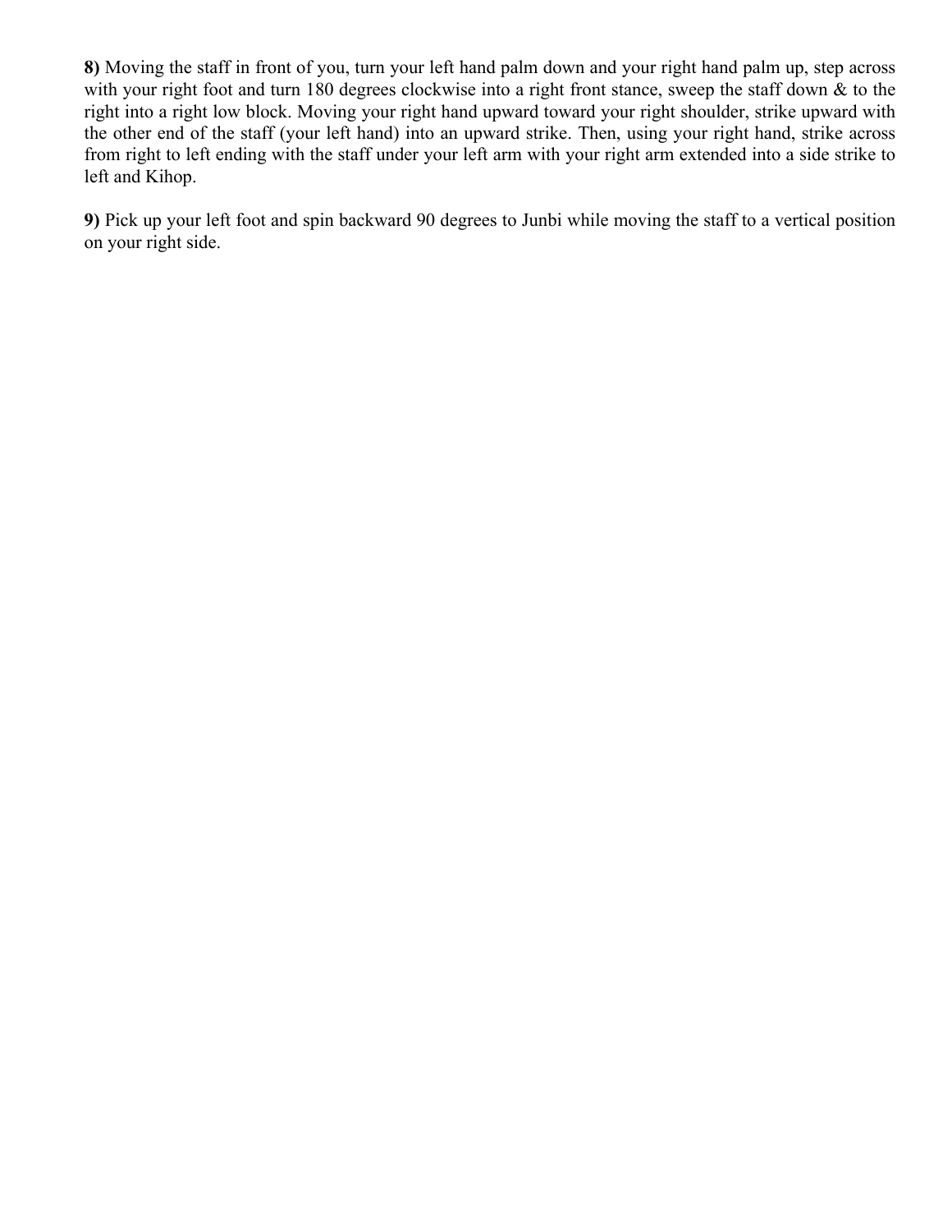**8)** Moving the staff in front of you, turn your left hand palm down and your right hand palm up, step across with your right foot and turn 180 degrees clockwise into a right front stance, sweep the staff down & to the right into a right low block. Moving your right hand upward toward your right shoulder, strike upward with the other end of the staff (your left hand) into an upward strike. Then, using your right hand, strike across from right to left ending with the staff under your left arm with your right arm extended into a side strike to left and Kihop.

**9)** Pick up your left foot and spin backward 90 degrees to Junbi while moving the staff to a vertical position on your right side.